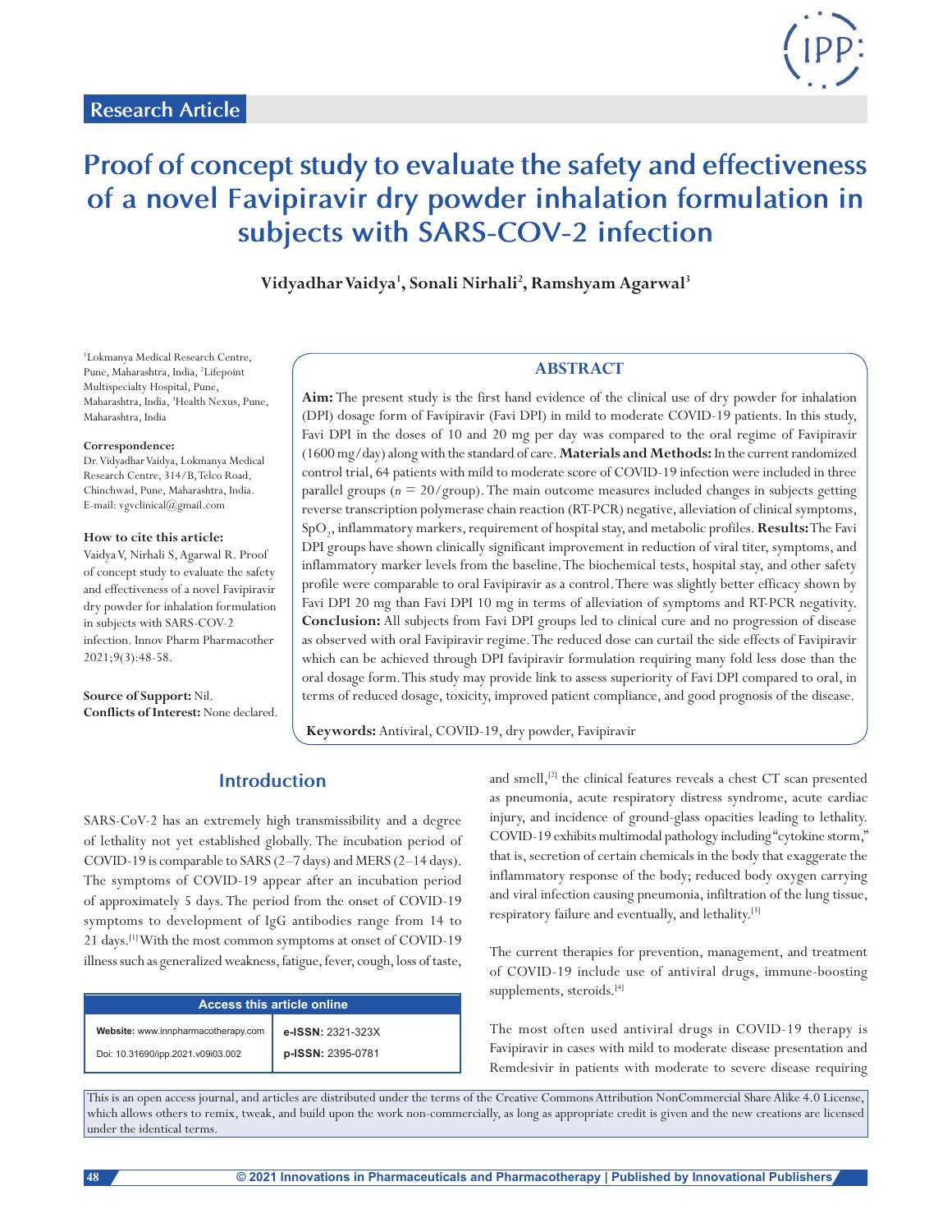Research Article

# Proof of concept study to evaluate the safety and effectiveness of a novel Favipiravir dry powder inhalation formulation in subjects with SARS-COV-2 infection

**Vidyadhar Vaidya[1], Sonali Nirhali[2], Ramshyam Agarwal[3]**

[1]Lokmanya Medical Research Centre, Pune, Maharashtra, India, [2]Lifepoint Multispecialty Hospital, Pune, Maharashtra, India, [3]Health Nexus, Pune, Maharashtra, India

**Correspondence:**
Dr. Vidyadhar Vaidya, Lokmanya Medical Research Centre, 314/B, Telco Road, Chinchwad, Pune, Maharashtra, India. E-mail: vgvclinical@gmail.com

**How to cite this article:**
Vaidya V, Nirhali S, Agarwal R. Proof of concept study to evaluate the safety and effectiveness of a novel Favipiravir dry powder for inhalation formulation in subjects with SARS-COV-2 infection. Innov Pharm Pharmacother 2021;9(3):48-58.

**Source of Support:** Nil.
**Conflicts of Interest:** None declared.

## ABSTRACT

**Aim:** The present study is the first hand evidence of the clinical use of dry powder for inhalation (DPI) dosage form of Favipiravir (Favi DPI) in mild to moderate COVID-19 patients. In this study, Favi DPI in the doses of 10 and 20 mg per day was compared to the oral regime of Favipiravir (1600 mg/day) along with the standard of care. **Materials and Methods:** In the current randomized control trial, 64 patients with mild to moderate score of COVID-19 infection were included in three parallel groups ($n$ = 20/group). The main outcome measures included changes in subjects getting reverse transcription polymerase chain reaction (RT-PCR) negative, alleviation of clinical symptoms, $SpO_2$, inflammatory markers, requirement of hospital stay, and metabolic profiles. **Results:** The Favi DPI groups have shown clinically significant improvement in reduction of viral titer, symptoms, and inflammatory marker levels from the baseline. The biochemical tests, hospital stay, and other safety profile were comparable to oral Favipiravir as a control. There was slightly better efficacy shown by Favi DPI 20 mg than Favi DPI 10 mg in terms of alleviation of symptoms and RT-PCR negativity. **Conclusion:** All subjects from Favi DPI groups led to clinical cure and no progression of disease as observed with oral Favipiravir regime. The reduced dose can curtail the side effects of Favipiravir which can be achieved through DPI favipiravir formulation requiring many fold less dose than the oral dosage form. This study may provide link to assess superiority of Favi DPI compared to oral, in terms of reduced dosage, toxicity, improved patient compliance, and good prognosis of the disease.

**Keywords:** Antiviral, COVID-19, dry powder, Favipiravir

## Introduction

SARS-CoV-2 has an extremely high transmissibility and a degree of lethality not yet established globally. The incubation period of COVID-19 is comparable to SARS (2–7 days) and MERS (2–14 days). The symptoms of COVID-19 appear after an incubation period of approximately 5 days. The period from the onset of COVID-19 symptoms to development of IgG antibodies range from 14 to 21 days.[1] With the most common symptoms at onset of COVID-19 illness such as generalized weakness, fatigue, fever, cough, loss of taste, and smell,[2] the clinical features reveals a chest CT scan presented as pneumonia, acute respiratory distress syndrome, acute cardiac injury, and incidence of ground-glass opacities leading to lethality. COVID-19 exhibits multimodal pathology including "cytokine storm," that is, secretion of certain chemicals in the body that exaggerate the inflammatory response of the body; reduced body oxygen carrying and viral infection causing pneumonia, infiltration of the lung tissue, respiratory failure and eventually, and lethality.[3]

| Access this article online | |
|---|---|
| Website: www.innpharmacotherapy.com | e-ISSN: 2321-323X |
| Doi: 10.31690/ipp.2021.v09i03.002 | p-ISSN: 2395-0781 |

The current therapies for prevention, management, and treatment of COVID-19 include use of antiviral drugs, immune-boosting supplements, steroids.[4]

The most often used antiviral drugs in COVID-19 therapy is Favipiravir in cases with mild to moderate disease presentation and Remdesivir in patients with moderate to severe disease requiring

This is an open access journal, and articles are distributed under the terms of the Creative Commons Attribution NonCommercial Share Alike 4.0 License, which allows others to remix, tweak, and build upon the work non-commercially, as long as appropriate credit is given and the new creations are licensed under the identical terms.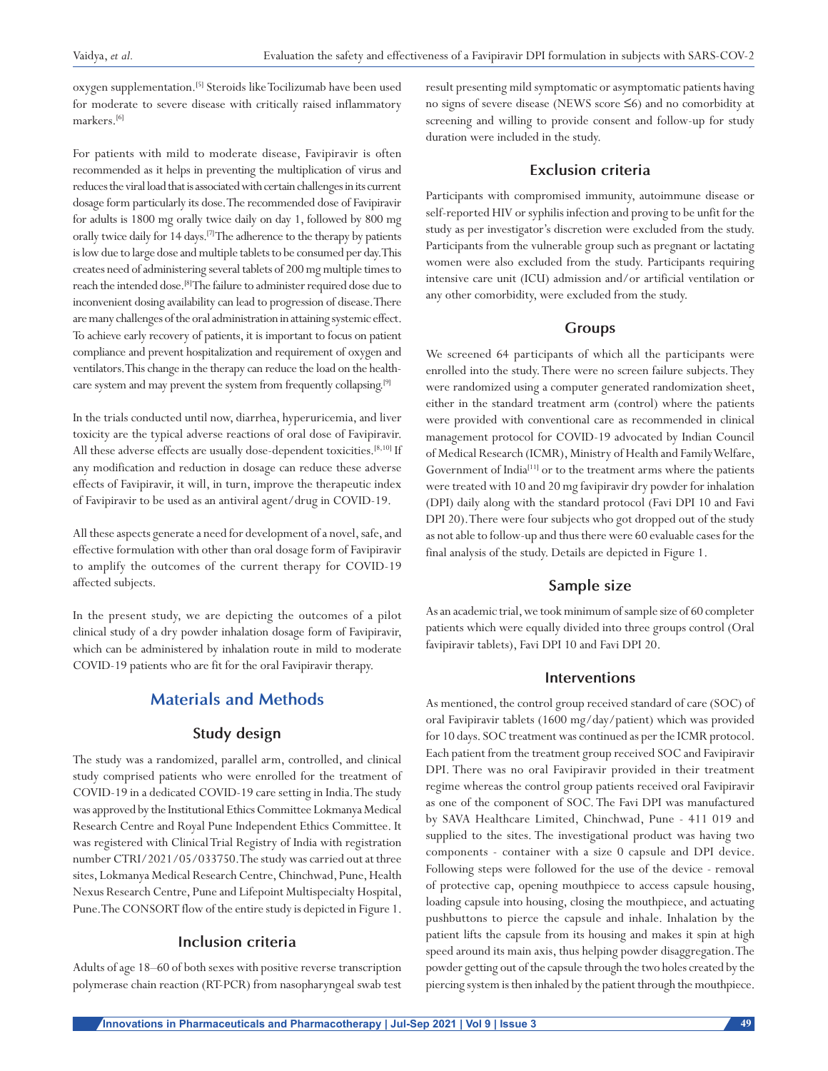oxygen supplementation.[5] Steroids like Tocilizumab have been used for moderate to severe disease with critically raised inflammatory markers.[6]

For patients with mild to moderate disease, Favipiravir is often recommended as it helps in preventing the multiplication of virus and reduces the viral load that is associated with certain challenges in its current dosage form particularly its dose. The recommended dose of Favipiravir for adults is 1800 mg orally twice daily on day 1, followed by 800 mg orally twice daily for 14 days.[7] The adherence to the therapy by patients is low due to large dose and multiple tablets to be consumed per day. This creates need of administering several tablets of 200 mg multiple times to reach the intended dose.[8] The failure to administer required dose due to inconvenient dosing availability can lead to progression of disease. There are many challenges of the oral administration in attaining systemic effect. To achieve early recovery of patients, it is important to focus on patient compliance and prevent hospitalization and requirement of oxygen and ventilators. This change in the therapy can reduce the load on the health-care system and may prevent the system from frequently collapsing.[9]

In the trials conducted until now, diarrhea, hyperuricemia, and liver toxicity are the typical adverse reactions of oral dose of Favipiravir. All these adverse effects are usually dose-dependent toxicities.[8,10] If any modification and reduction in dosage can reduce these adverse effects of Favipiravir, it will, in turn, improve the therapeutic index of Favipiravir to be used as an antiviral agent/drug in COVID-19.

All these aspects generate a need for development of a novel, safe, and effective formulation with other than oral dosage form of Favipiravir to amplify the outcomes of the current therapy for COVID-19 affected subjects.

In the present study, we are depicting the outcomes of a pilot clinical study of a dry powder inhalation dosage form of Favipiravir, which can be administered by inhalation route in mild to moderate COVID-19 patients who are fit for the oral Favipiravir therapy.

## Materials and Methods

### Study design

The study was a randomized, parallel arm, controlled, and clinical study comprised patients who were enrolled for the treatment of COVID-19 in a dedicated COVID-19 care setting in India. The study was approved by the Institutional Ethics Committee Lokmanya Medical Research Centre and Royal Pune Independent Ethics Committee. It was registered with Clinical Trial Registry of India with registration number CTRI/2021/05/033750. The study was carried out at three sites, Lokmanya Medical Research Centre, Chinchwad, Pune, Health Nexus Research Centre, Pune and Lifepoint Multispecialty Hospital, Pune. The CONSORT flow of the entire study is depicted in Figure 1.

### Inclusion criteria

Adults of age 18–60 of both sexes with positive reverse transcription polymerase chain reaction (RT-PCR) from nasopharyngeal swab test result presenting mild symptomatic or asymptomatic patients having no signs of severe disease (NEWS score ≤6) and no comorbidity at screening and willing to provide consent and follow-up for study duration were included in the study.

### Exclusion criteria

Participants with compromised immunity, autoimmune disease or self-reported HIV or syphilis infection and proving to be unfit for the study as per investigator's discretion were excluded from the study. Participants from the vulnerable group such as pregnant or lactating women were also excluded from the study. Participants requiring intensive care unit (ICU) admission and/or artificial ventilation or any other comorbidity, were excluded from the study.

### Groups

We screened 64 participants of which all the participants were enrolled into the study. There were no screen failure subjects. They were randomized using a computer generated randomization sheet, either in the standard treatment arm (control) where the patients were provided with conventional care as recommended in clinical management protocol for COVID-19 advocated by Indian Council of Medical Research (ICMR), Ministry of Health and Family Welfare, Government of India[11] or to the treatment arms where the patients were treated with 10 and 20 mg favipiravir dry powder for inhalation (DPI) daily along with the standard protocol (Favi DPI 10 and Favi DPI 20). There were four subjects who got dropped out of the study as not able to follow-up and thus there were 60 evaluable cases for the final analysis of the study. Details are depicted in Figure 1.

### Sample size

As an academic trial, we took minimum of sample size of 60 completer patients which were equally divided into three groups control (Oral favipiravir tablets), Favi DPI 10 and Favi DPI 20.

### Interventions

As mentioned, the control group received standard of care (SOC) of oral Favipiravir tablets (1600 mg/day/patient) which was provided for 10 days. SOC treatment was continued as per the ICMR protocol. Each patient from the treatment group received SOC and Favipiravir DPI. There was no oral Favipiravir provided in their treatment regime whereas the control group patients received oral Favipiravir as one of the component of SOC. The Favi DPI was manufactured by SAVA Healthcare Limited, Chinchwad, Pune - 411 019 and supplied to the sites. The investigational product was having two components - container with a size 0 capsule and DPI device. Following steps were followed for the use of the device - removal of protective cap, opening mouthpiece to access capsule housing, loading capsule into housing, closing the mouthpiece, and actuating pushbuttons to pierce the capsule and inhale. Inhalation by the patient lifts the capsule from its housing and makes it spin at high speed around its main axis, thus helping powder disaggregation. The powder getting out of the capsule through the two holes created by the piercing system is then inhaled by the patient through the mouthpiece.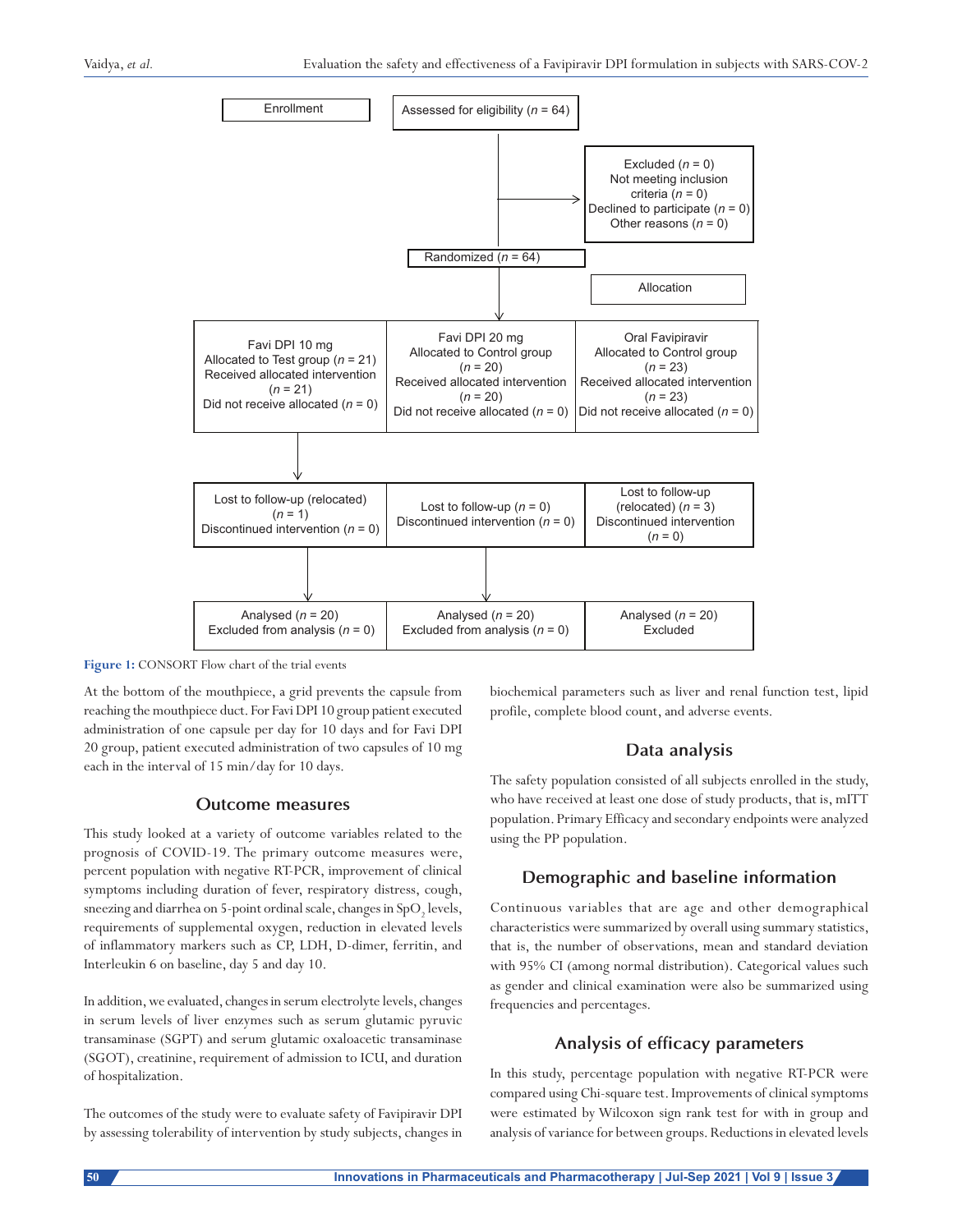Enrollment

Assessed for eligibility ($n$ = 64)

Excluded ($n$ = 0)
Not meeting inclusion criteria ($n$ = 0)
Declined to participate ($n$ = 0)
Other reasons ($n$ = 0)

Randomized ($n$ = 64)

Allocation

| Favi DPI 10 mg | Favi DPI 20 mg | Oral Favipiravir |
|---|---|---|
| Allocated to Test group ($n$ = 21) | Allocated to Control group ($n$ = 20) | Allocated to Control group ($n$ = 23) |
| Received allocated intervention ($n$ = 21) | Received allocated intervention ($n$ = 20) | Received allocated intervention ($n$ = 23) |
| Did not receive allocated ($n$ = 0) | Did not receive allocated ($n$ = 0) | Did not receive allocated ($n$ = 0) |
| Lost to follow-up (relocated) ($n$ = 1) | Lost to follow-up ($n$ = 0) | Lost to follow-up (relocated) ($n$ = 3) |
| Discontinued intervention ($n$ = 0) | Discontinued intervention ($n$ = 0) | Discontinued intervention ($n$ = 0) |
| Analysed ($n$ = 20) | Analysed ($n$ = 20) | Analysed ($n$ = 20) |
| Excluded from analysis ($n$ = 0) | Excluded from analysis ($n$ = 0) | Excluded |

**Figure 1:** CONSORT Flow chart of the trial events

At the bottom of the mouthpiece, a grid prevents the capsule from reaching the mouthpiece duct. For Favi DPI 10 group patient executed administration of one capsule per day for 10 days and for Favi DPI 20 group, patient executed administration of two capsules of 10 mg each in the interval of 15 min/day for 10 days.

## Outcome measures

This study looked at a variety of outcome variables related to the prognosis of COVID-19. The primary outcome measures were, percent population with negative RT-PCR, improvement of clinical symptoms including duration of fever, respiratory distress, cough, sneezing and diarrhea on 5-point ordinal scale, changes in $SpO_2$ levels, requirements of supplemental oxygen, reduction in elevated levels of inflammatory markers such as CP, LDH, D-dimer, ferritin, and Interleukin 6 on baseline, day 5 and day 10.

In addition, we evaluated, changes in serum electrolyte levels, changes in serum levels of liver enzymes such as serum glutamic pyruvic transaminase (SGPT) and serum glutamic oxaloacetic transaminase (SGOT), creatinine, requirement of admission to ICU, and duration of hospitalization.

The outcomes of the study were to evaluate safety of Favipiravir DPI by assessing tolerability of intervention by study subjects, changes in biochemical parameters such as liver and renal function test, lipid profile, complete blood count, and adverse events.

## Data analysis

The safety population consisted of all subjects enrolled in the study, who have received at least one dose of study products, that is, mITT population. Primary Efficacy and secondary endpoints were analyzed using the PP population.

## Demographic and baseline information

Continuous variables that are age and other demographical characteristics were summarized by overall using summary statistics, that is, the number of observations, mean and standard deviation with 95% CI (among normal distribution). Categorical values such as gender and clinical examination were also be summarized using frequencies and percentages.

## Analysis of efficacy parameters

In this study, percentage population with negative RT-PCR were compared using Chi-square test. Improvements of clinical symptoms were estimated by Wilcoxon sign rank test for with in group and analysis of variance for between groups. Reductions in elevated levels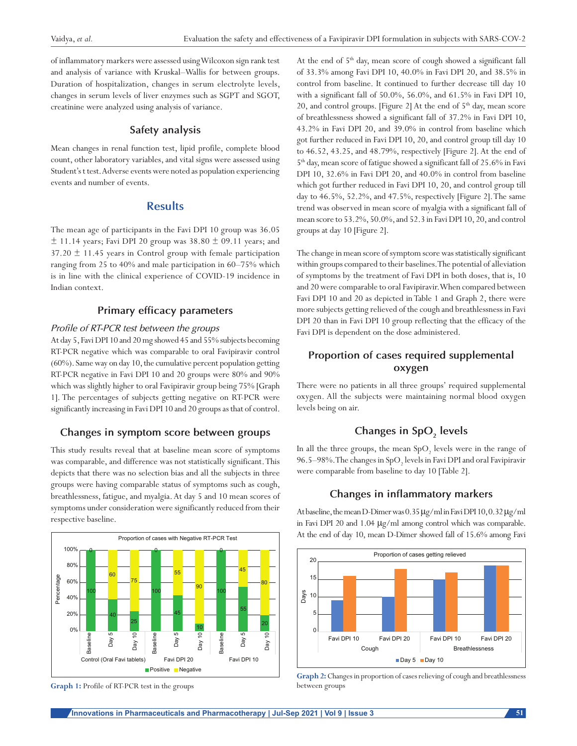of inflammatory markers were assessed using Wilcoxon sign rank test and analysis of variance with Kruskal–Wallis for between groups. Duration of hospitalization, changes in serum electrolyte levels, changes in serum levels of liver enzymes such as SGPT and SGOT, creatinine were analyzed using analysis of variance.

### Safety analysis

Mean changes in renal function test, lipid profile, complete blood count, other laboratory variables, and vital signs were assessed using Student's t test. Adverse events were noted as population experiencing events and number of events.

## Results

The mean age of participants in the Favi DPI 10 group was 36.05 ± 11.14 years; Favi DPI 20 group was 38.80 ± 09.11 years; and 37.20 ± 11.45 years in Control group with female participation ranging from 25 to 40% and male participation in 60–75% which is in line with the clinical experience of COVID-19 incidence in Indian context.

### Primary efficacy parameters

*Profile of RT-PCR test between the groups*

At day 5, Favi DPI 10 and 20 mg showed 45 and 55% subjects becoming RT-PCR negative which was comparable to oral Favipiravir control (60%). Same way on day 10, the cumulative percent population getting RT-PCR negative in Favi DPI 10 and 20 groups were 80% and 90% which was slightly higher to oral Favipiravir group being 75% [Graph 1]. The percentages of subjects getting negative on RT-PCR were significantly increasing in Favi DPI 10 and 20 groups as that of control.

### Changes in symptom score between groups

This study results reveal that at baseline mean score of symptoms was comparable, and difference was not statistically significant. This depicts that there was no selection bias and all the subjects in three groups were having comparable status of symptoms such as cough, breathlessness, fatigue, and myalgia. At day 5 and 10 mean scores of symptoms under consideration were significantly reduced from their respective baseline.

Graph 1: Profile of RT-PCR test in the groups

At the end of 5th day, mean score of cough showed a significant fall of 33.3% among Favi DPI 10, 40.0% in Favi DPI 20, and 38.5% in control from baseline. It continued to further decrease till day 10 with a significant fall of 50.0%, 56.0%, and 61.5% in Favi DPI 10, 20, and control groups. [Figure 2] At the end of 5th day, mean score of breathlessness showed a significant fall of 37.2% in Favi DPI 10, 43.2% in Favi DPI 20, and 39.0% in control from baseline which got further reduced in Favi DPI 10, 20, and control group till day 10 to 46.52, 43.25, and 48.79%, respectively [Figure 2]. At the end of 5th day, mean score of fatigue showed a significant fall of 25.6% in Favi DPI 10, 32.6% in Favi DPI 20, and 40.0% in control from baseline which got further reduced in Favi DPI 10, 20, and control group till day to 46.5%, 52.2%, and 47.5%, respectively [Figure 2]. The same trend was observed in mean score of myalgia with a significant fall of mean score to 53.2%, 50.0%, and 52.3 in Favi DPI 10, 20, and control groups at day 10 [Figure 2].

The change in mean score of symptom score was statistically significant within groups compared to their baselines. The potential of alleviation of symptoms by the treatment of Favi DPI in both doses, that is, 10 and 20 were comparable to oral Favipiravir. When compared between Favi DPI 10 and 20 as depicted in Table 1 and Graph 2, there were more subjects getting relieved of the cough and breathlessness in Favi DPI 20 than in Favi DPI 10 group reflecting that the efficacy of the Favi DPI is dependent on the dose administered.

### Proportion of cases required supplemental oxygen

There were no patients in all three groups' required supplemental oxygen. All the subjects were maintaining normal blood oxygen levels being on air.

### Changes in $SpO_2$ levels

In all the three groups, the mean $SpO_2$ levels were in the range of 96.5–98%. The changes in $SpO_2$ levels in Favi DPI and oral Favipiravir were comparable from baseline to day 10 [Table 2].

### Changes in inflammatory markers

At baseline, the mean D-Dimer was 0.35 μg/ml in Favi DPI 10, 0.32 μg/ml in Favi DPI 20 and 1.04 μg/ml among control which was comparable. At the end of day 10, mean D-Dimer showed fall of 15.6% among Favi

Graph 2: Changes in proportion of cases relieving of cough and breathlessness between groups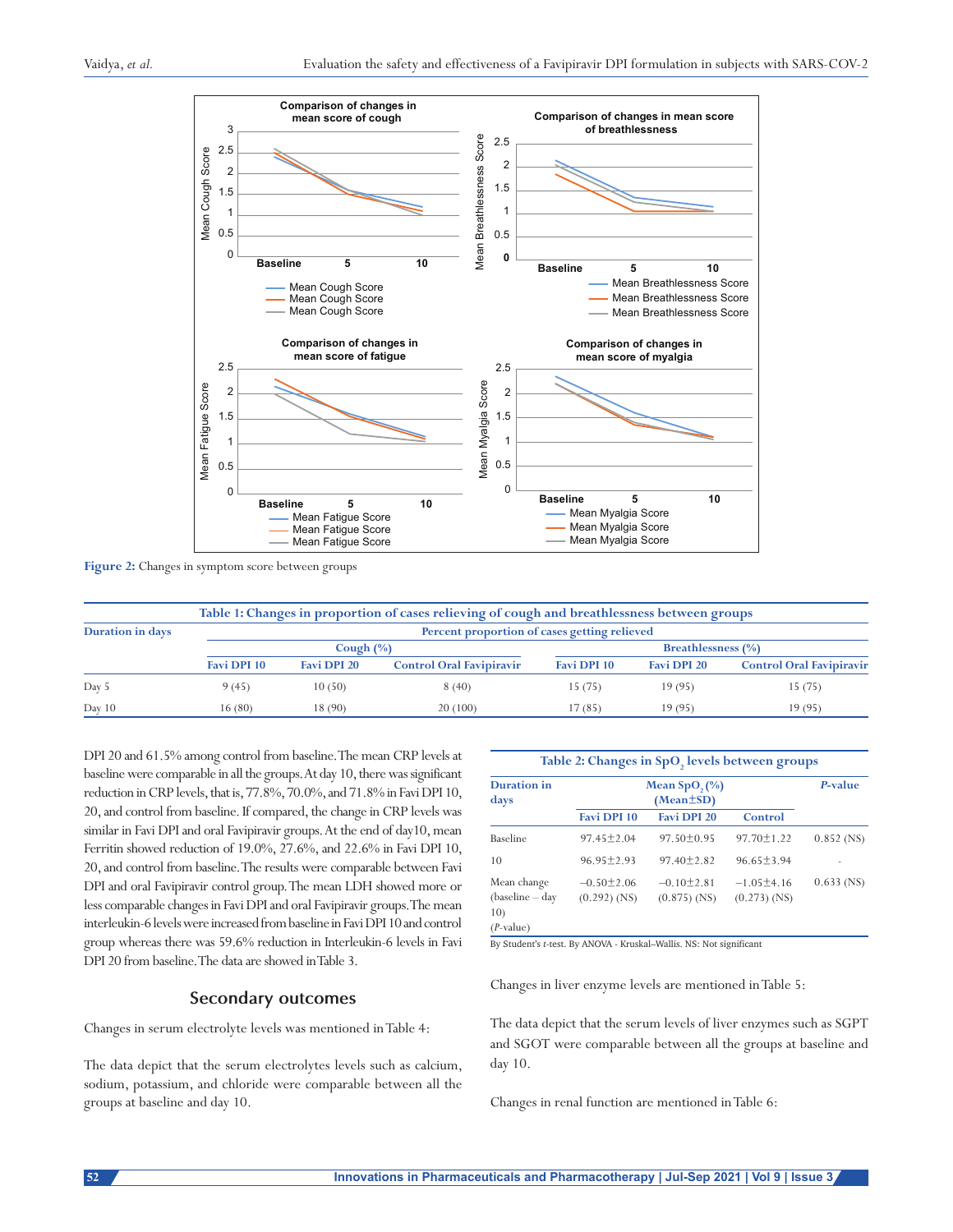Figure 2: Changes in symptom score between groups

| Duration in days | Percent proportion of cases getting relieved | | | | | |
|---|---|---|---|---|---|---|
| | Cough (%) | | | Breathlessness (%) | | |
| | Favi DPI 10 | Favi DPI 20 | Control Oral Favipiravir | Favi DPI 10 | Favi DPI 20 | Control Oral Favipiravir |
| Day 5 | 9 (45) | 10 (50) | 8 (40) | 15 (75) | 19 (95) | 15 (75) |
| Day 10 | 16 (80) | 18 (90) | 20 (100) | 17 (85) | 19 (95) | 19 (95) |

Table 1: Changes in proportion of cases relieving of cough and breathlessness between groups

DPI 20 and 61.5% among control from baseline. The mean CRP levels at baseline were comparable in all the groups. At day 10, there was significant reduction in CRP levels, that is, 77.8%, 70.0%, and 71.8% in Favi DPI 10, 20, and control from baseline. If compared, the change in CRP levels was similar in Favi DPI and oral Favipiravir groups. At the end of day10, mean Ferritin showed reduction of 19.0%, 27.6%, and 22.6% in Favi DPI 10, 20, and control from baseline. The results were comparable between Favi DPI and oral Favipiravir control group. The mean LDH showed more or less comparable changes in Favi DPI and oral Favipiravir groups. The mean interleukin-6 levels were increased from baseline in Favi DPI 10 and control group whereas there was 59.6% reduction in Interleukin-6 levels in Favi DPI 20 from baseline. The data are showed in Table 3.

Table 2: Changes in $SpO_2$ levels between groups

| Duration in days | Mean $SpO_2$ (%) (Mean±SD) | | | *P*-value |
|---|---|---|---|---|
| | Favi DPI 10 | Favi DPI 20 | Control | |
| Baseline | 97.45±2.04 | 97.50±0.95 | 97.70±1.22 | 0.852 (NS) |
| 10 | 96.95±2.93 | 97.40±2.82 | 96.65±3.94 | - |
| Mean change (baseline – day 10) (*P*-value) | −0.50±2.06 (0.292) (NS) | −0.10±2.81 (0.875) (NS) | −1.05±4.16 (0.273) (NS) | 0.633 (NS) |

By Student's *t*-test. By ANOVA - Kruskal–Wallis. NS: Not significant

## Secondary outcomes

Changes in serum electrolyte levels was mentioned in Table 4:

The data depict that the serum electrolytes levels such as calcium, sodium, potassium, and chloride were comparable between all the groups at baseline and day 10.

Changes in liver enzyme levels are mentioned in Table 5:

The data depict that the serum levels of liver enzymes such as SGPT and SGOT were comparable between all the groups at baseline and day 10.

Changes in renal function are mentioned in Table 6: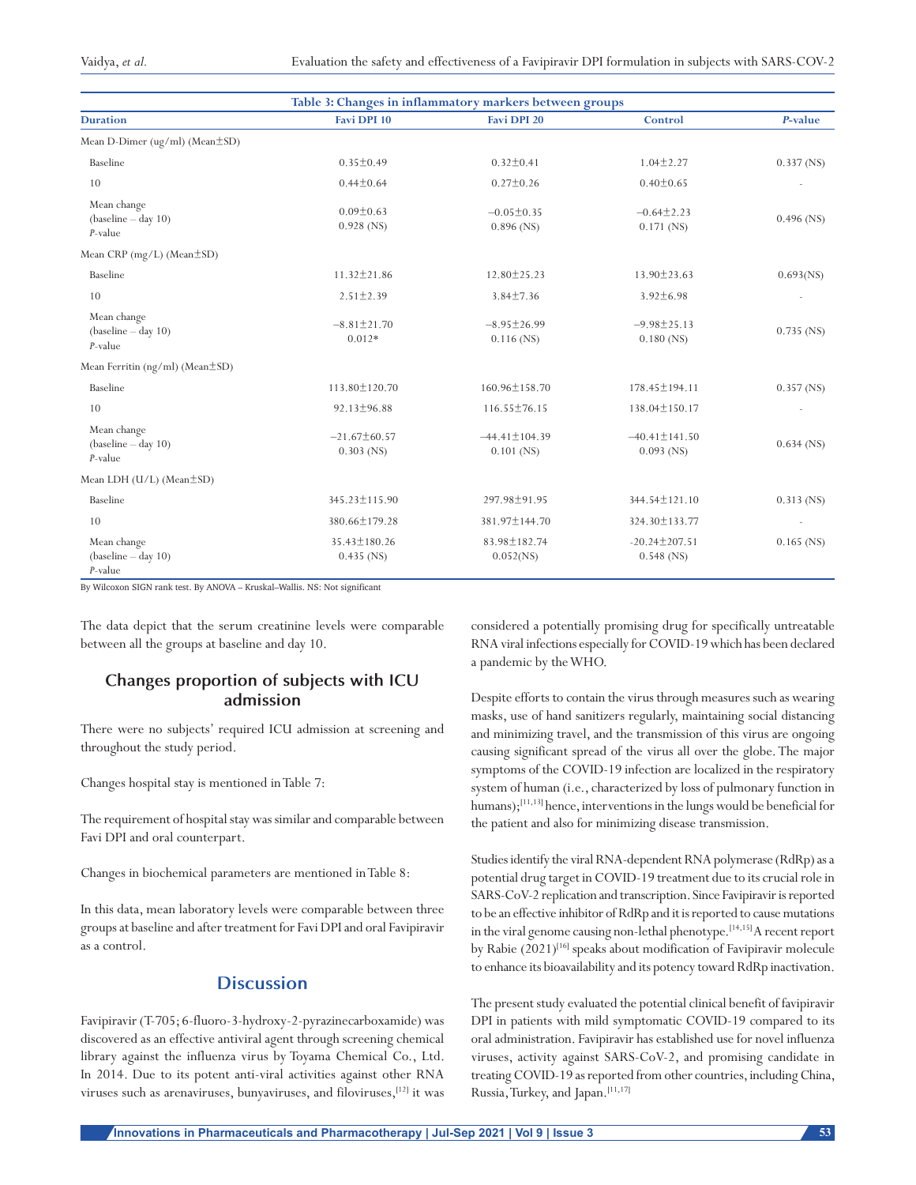**Table 3: Changes in inflammatory markers between groups**

| Duration | Favi DPI 10 | Favi DPI 20 | Control | *P*-value |
|---|---|---|---|---|
| Mean D-Dimer (ug/ml) (Mean±SD) | | | | |
| Baseline | 0.35±0.49 | 0.32±0.41 | 1.04±2.27 | 0.337 (NS) |
| 10 | 0.44±0.64 | 0.27±0.26 | 0.40±0.65 | - |
| Mean change (baseline – day 10) *P*-value | 0.09±0.63 0.928 (NS) | −0.05±0.35 0.896 (NS) | −0.64±2.23 0.171 (NS) | 0.496 (NS) |
| Mean CRP (mg/L) (Mean±SD) | | | | |
| Baseline | 11.32±21.86 | 12.80±25.23 | 13.90±23.63 | 0.693(NS) |
| 10 | 2.51±2.39 | 3.84±7.36 | 3.92±6.98 | - |
| Mean change (baseline – day 10) *P*-value | −8.81±21.70 0.012* | −8.95±26.99 0.116 (NS) | −9.98±25.13 0.180 (NS) | 0.735 (NS) |
| Mean Ferritin (ng/ml) (Mean±SD) | | | | |
| Baseline | 113.80±120.70 | 160.96±158.70 | 178.45±194.11 | 0.357 (NS) |
| 10 | 92.13±96.88 | 116.55±76.15 | 138.04±150.17 | - |
| Mean change (baseline – day 10) *P*-value | −21.67±60.57 0.303 (NS) | −44.41±104.39 0.101 (NS) | −40.41±141.50 0.093 (NS) | 0.634 (NS) |
| Mean LDH (U/L) (Mean±SD) | | | | |
| Baseline | 345.23±115.90 | 297.98±91.95 | 344.54±121.10 | 0.313 (NS) |
| 10 | 380.66±179.28 | 381.97±144.70 | 324.30±133.77 | - |
| Mean change (baseline – day 10) *P*-value | 35.43±180.26 0.435 (NS) | 83.98±182.74 0.052(NS) | -20.24±207.51 0.548 (NS) | 0.165 (NS) |

By Wilcoxon SIGN rank test. By ANOVA – Kruskal–Wallis. NS: Not significant

The data depict that the serum creatinine levels were comparable between all the groups at baseline and day 10.

## Changes proportion of subjects with ICU admission

There were no subjects' required ICU admission at screening and throughout the study period.

Changes hospital stay is mentioned in Table 7:

The requirement of hospital stay was similar and comparable between Favi DPI and oral counterpart.

Changes in biochemical parameters are mentioned in Table 8:

In this data, mean laboratory levels were comparable between three groups at baseline and after treatment for Favi DPI and oral Favipiravir as a control.

## Discussion

Favipiravir (T-705; 6-fluoro-3-hydroxy-2-pyrazinecarboxamide) was discovered as an effective antiviral agent through screening chemical library against the influenza virus by Toyama Chemical Co., Ltd. In 2014. Due to its potent anti-viral activities against other RNA viruses such as arenaviruses, bunyaviruses, and filoviruses,[12] it was considered a potentially promising drug for specifically untreatable RNA viral infections especially for COVID-19 which has been declared a pandemic by the WHO.

Despite efforts to contain the virus through measures such as wearing masks, use of hand sanitizers regularly, maintaining social distancing and minimizing travel, and the transmission of this virus are ongoing causing significant spread of the virus all over the globe. The major symptoms of the COVID-19 infection are localized in the respiratory system of human (i.e., characterized by loss of pulmonary function in humans);[11,13] hence, interventions in the lungs would be beneficial for the patient and also for minimizing disease transmission.

Studies identify the viral RNA-dependent RNA polymerase (RdRp) as a potential drug target in COVID-19 treatment due to its crucial role in SARS-CoV-2 replication and transcription. Since Favipiravir is reported to be an effective inhibitor of RdRp and it is reported to cause mutations in the viral genome causing non-lethal phenotype.[14,15] A recent report by Rabie (2021)[16] speaks about modification of Favipiravir molecule to enhance its bioavailability and its potency toward RdRp inactivation.

The present study evaluated the potential clinical benefit of favipiravir DPI in patients with mild symptomatic COVID-19 compared to its oral administration. Favipiravir has established use for novel influenza viruses, activity against SARS-CoV-2, and promising candidate in treating COVID-19 as reported from other countries, including China, Russia, Turkey, and Japan.[11,17]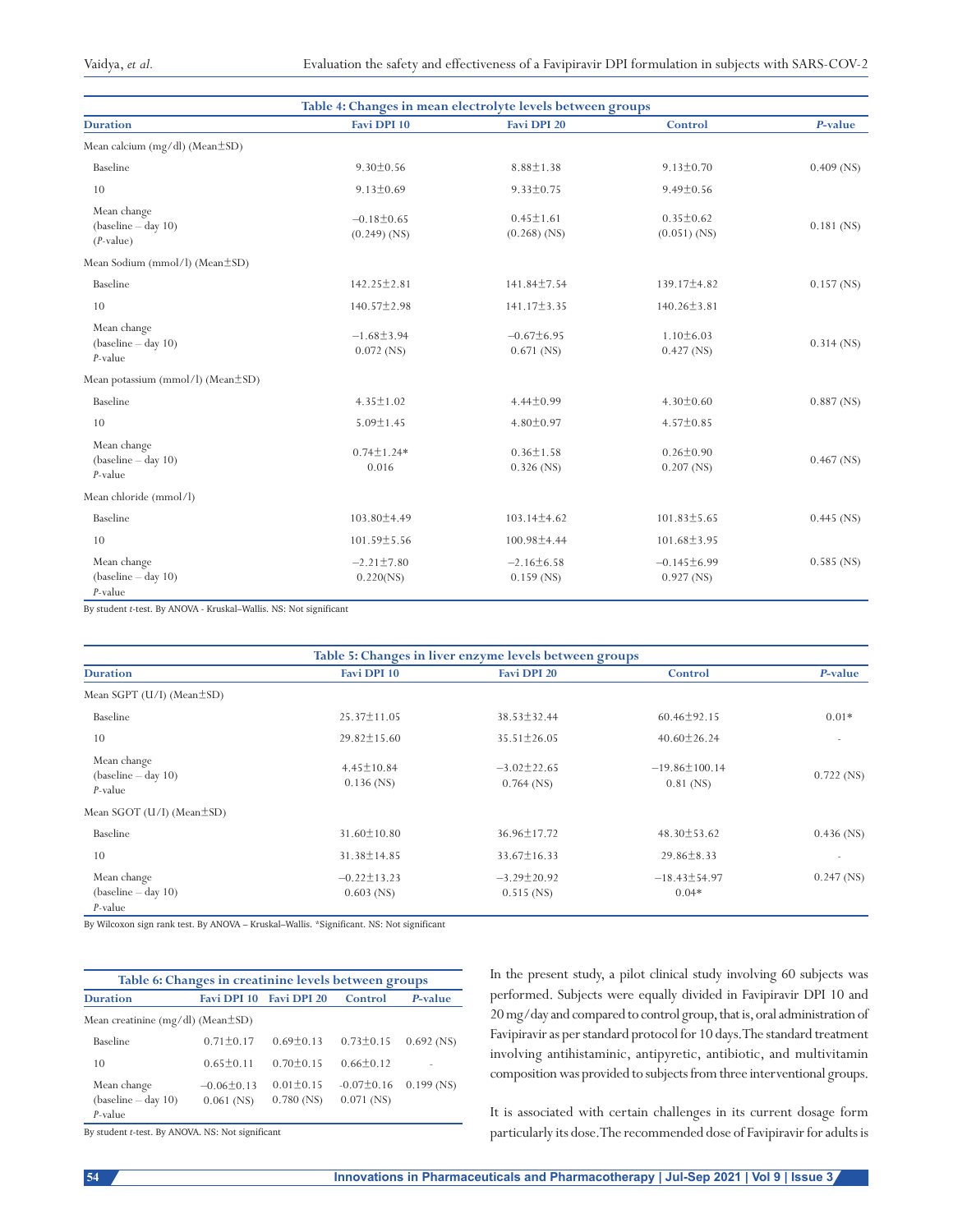**Table 4: Changes in mean electrolyte levels between groups**

| Duration | Favi DPI 10 | Favi DPI 20 | Control | *P*-value |
|---|---|---|---|---|
| Mean calcium (mg/dl) (Mean±SD) | | | | |
| Baseline | 9.30±0.56 | 8.88±1.38 | 9.13±0.70 | 0.409 (NS) |
| 10 | 9.13±0.69 | 9.33±0.75 | 9.49±0.56 | |
| Mean change (baseline – day 10) (*P*-value) | −0.18±0.65 (0.249) (NS) | 0.45±1.61 (0.268) (NS) | 0.35±0.62 (0.051) (NS) | 0.181 (NS) |
| Mean Sodium (mmol/l) (Mean±SD) | | | | |
| Baseline | 142.25±2.81 | 141.84±7.54 | 139.17±4.82 | 0.157 (NS) |
| 10 | 140.57±2.98 | 141.17±3.35 | 140.26±3.81 | |
| Mean change (baseline – day 10) *P*-value | −1.68±3.94 0.072 (NS) | −0.67±6.95 0.671 (NS) | 1.10±6.03 0.427 (NS) | 0.314 (NS) |
| Mean potassium (mmol/l) (Mean±SD) | | | | |
| Baseline | 4.35±1.02 | 4.44±0.99 | 4.30±0.60 | 0.887 (NS) |
| 10 | 5.09±1.45 | 4.80±0.97 | 4.57±0.85 | |
| Mean change (baseline – day 10) *P*-value | 0.74±1.24* 0.016 | 0.36±1.58 0.326 (NS) | 0.26±0.90 0.207 (NS) | 0.467 (NS) |
| Mean chloride (mmol/l) | | | | |
| Baseline | 103.80±4.49 | 103.14±4.62 | 101.83±5.65 | 0.445 (NS) |
| 10 | 101.59±5.56 | 100.98±4.44 | 101.68±3.95 | |
| Mean change (baseline – day 10) *P*-value | −2.21±7.80 0.220(NS) | −2.16±6.58 0.159 (NS) | −0.145±6.99 0.927 (NS) | 0.585 (NS) |

By student *t*-test. By ANOVA - Kruskal–Wallis. NS: Not significant

**Table 5: Changes in liver enzyme levels between groups**

| Duration | Favi DPI 10 | Favi DPI 20 | Control | *P*-value |
|---|---|---|---|---|
| Mean SGPT (U/l) (Mean±SD) | | | | |
| Baseline | 25.37±11.05 | 38.53±32.44 | 60.46±92.15 | 0.01* |
| 10 | 29.82±15.60 | 35.51±26.05 | 40.60±26.24 | - |
| Mean change (baseline – day 10) *P*-value | 4.45±10.84 0.136 (NS) | −3.02±22.65 0.764 (NS) | −19.86±100.14 0.81 (NS) | 0.722 (NS) |
| Mean SGOT (U/l) (Mean±SD) | | | | |
| Baseline | 31.60±10.80 | 36.96±17.72 | 48.30±53.62 | 0.436 (NS) |
| 10 | 31.38±14.85 | 33.67±16.33 | 29.86±8.33 | - |
| Mean change (baseline – day 10) *P*-value | −0.22±13.23 0.603 (NS) | −3.29±20.92 0.515 (NS) | −18.43±54.97 0.04* | 0.247 (NS) |

By Wilcoxon sign rank test. By ANOVA – Kruskal–Wallis. *Significant. NS: Not significant

**Table 6: Changes in creatinine levels between groups**

| Duration | Favi DPI 10 | Favi DPI 20 | Control | *P*-value |
|---|---|---|---|---|
| Mean creatinine (mg/dl) (Mean±SD) | | | | |
| Baseline | 0.71±0.17 | 0.69±0.13 | 0.73±0.15 | 0.692 (NS) |
| 10 | 0.65±0.11 | 0.70±0.15 | 0.66±0.12 | - |
| Mean change (baseline – day 10) *P*-value | −0.06±0.13 0.061 (NS) | 0.01±0.15 0.780 (NS) | -0.07±0.16 0.071 (NS) | 0.199 (NS) |

By student *t*-test. By ANOVA. NS: Not significant

In the present study, a pilot clinical study involving 60 subjects was performed. Subjects were equally divided in Favipiravir DPI 10 and 20 mg/day and compared to control group, that is, oral administration of Favipiravir as per standard protocol for 10 days. The standard treatment involving antihistaminic, antipyretic, antibiotic, and multivitamin composition was provided to subjects from three interventional groups.

It is associated with certain challenges in its current dosage form particularly its dose. The recommended dose of Favipiravir for adults is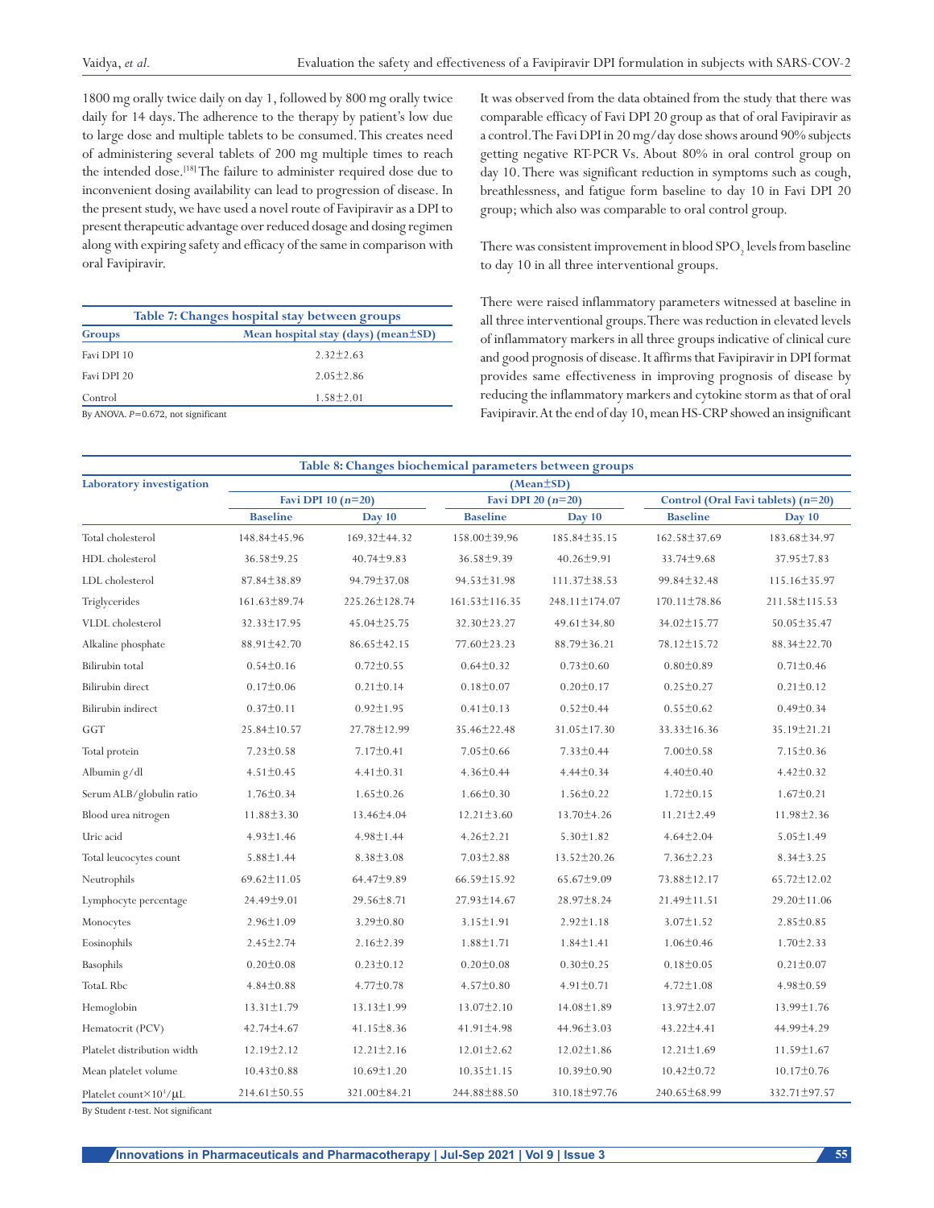1800 mg orally twice daily on day 1, followed by 800 mg orally twice daily for 14 days. The adherence to the therapy by patient's low due to large dose and multiple tablets to be consumed. This creates need of administering several tablets of 200 mg multiple times to reach the intended dose.[18] The failure to administer required dose due to inconvenient dosing availability can lead to progression of disease. In the present study, we have used a novel route of Favipiravir as a DPI to present therapeutic advantage over reduced dosage and dosing regimen along with expiring safety and efficacy of the same in comparison with oral Favipiravir.

**Table 7: Changes hospital stay between groups**

| Groups | Mean hospital stay (days) (mean±SD) |
|---|---|
| Favi DPI 10 | 2.32±2.63 |
| Favi DPI 20 | 2.05±2.86 |
| Control | 1.58±2.01 |

By ANOVA. *P*=0.672, not significant

It was observed from the data obtained from the study that there was comparable efficacy of Favi DPI 20 group as that of oral Favipiravir as a control. The Favi DPI in 20 mg/day dose shows around 90% subjects getting negative RT-PCR Vs. About 80% in oral control group on day 10. There was significant reduction in symptoms such as cough, breathlessness, and fatigue form baseline to day 10 in Favi DPI 20 group; which also was comparable to oral control group.

There was consistent improvement in blood $SPO_2$ levels from baseline to day 10 in all three interventional groups.

There were raised inflammatory parameters witnessed at baseline in all three interventional groups. There was reduction in elevated levels of inflammatory markers in all three groups indicative of clinical cure and good prognosis of disease. It affirms that Favipiravir in DPI format provides same effectiveness in improving prognosis of disease by reducing the inflammatory markers and cytokine storm as that of oral Favipiravir. At the end of day 10, mean HS-CRP showed an insignificant

**Table 8: Changes biochemical parameters between groups**

| Laboratory investigation | (Mean±SD) | | | | | |
|---|---|---|---|---|---|---|
| | Favi DPI 10 (*n*=20) | | Favi DPI 20 (*n*=20) | | Control (Oral Favi tablets) (*n*=20) | |
| | Baseline | Day 10 | Baseline | Day 10 | Baseline | Day 10 |
| Total cholesterol | 148.84±45.96 | 169.32±44.32 | 158.00±39.96 | 185.84±35.15 | 162.58±37.69 | 183.68±34.97 |
| HDL cholesterol | 36.58±9.25 | 40.74±9.83 | 36.58±9.39 | 40.26±9.91 | 33.74±9.68 | 37.95±7.83 |
| LDL cholesterol | 87.84±38.89 | 94.79±37.08 | 94.53±31.98 | 111.37±38.53 | 99.84±32.48 | 115.16±35.97 |
| Triglycerides | 161.63±89.74 | 225.26±128.74 | 161.53±116.35 | 248.11±174.07 | 170.11±78.86 | 211.58±115.53 |
| VLDL cholesterol | 32.33±17.95 | 45.04±25.75 | 32.30±23.27 | 49.61±34.80 | 34.02±15.77 | 50.05±35.47 |
| Alkaline phosphate | 88.91±42.70 | 86.65±42.15 | 77.60±23.23 | 88.79±36.21 | 78.12±15.72 | 88.34±22.70 |
| Bilirubin total | 0.54±0.16 | 0.72±0.55 | 0.64±0.32 | 0.73±0.60 | 0.80±0.89 | 0.71±0.46 |
| Bilirubin direct | 0.17±0.06 | 0.21±0.14 | 0.18±0.07 | 0.20±0.17 | 0.25±0.27 | 0.21±0.12 |
| Bilirubin indirect | 0.37±0.11 | 0.92±1.95 | 0.41±0.13 | 0.52±0.44 | 0.55±0.62 | 0.49±0.34 |
| GGT | 25.84±10.57 | 27.78±12.99 | 35.46±22.48 | 31.05±17.30 | 33.33±16.36 | 35.19±21.21 |
| Total protein | 7.23±0.58 | 7.17±0.41 | 7.05±0.66 | 7.33±0.44 | 7.00±0.58 | 7.15±0.36 |
| Albumin g/dl | 4.51±0.45 | 4.41±0.31 | 4.36±0.44 | 4.44±0.34 | 4.40±0.40 | 4.42±0.32 |
| Serum ALB/globulin ratio | 1.76±0.34 | 1.65±0.26 | 1.66±0.30 | 1.56±0.22 | 1.72±0.15 | 1.67±0.21 |
| Blood urea nitrogen | 11.88±3.30 | 13.46±4.04 | 12.21±3.60 | 13.70±4.26 | 11.21±2.49 | 11.98±2.36 |
| Uric acid | 4.93±1.46 | 4.98±1.44 | 4.26±2.21 | 5.30±1.82 | 4.64±2.04 | 5.05±1.49 |
| Total leucocytes count | 5.88±1.44 | 8.38±3.08 | 7.03±2.88 | 13.52±20.26 | 7.36±2.23 | 8.34±3.25 |
| Neutrophils | 69.62±11.05 | 64.47±9.89 | 66.59±15.92 | 65.67±9.09 | 73.88±12.17 | 65.72±12.02 |
| Lymphocyte percentage | 24.49±9.01 | 29.56±8.71 | 27.93±14.67 | 28.97±8.24 | 21.49±11.51 | 29.20±11.06 |
| Monocytes | 2.96±1.09 | 3.29±0.80 | 3.15±1.91 | 2.92±1.18 | 3.07±1.52 | 2.85±0.85 |
| Eosinophils | 2.45±2.74 | 2.16±2.39 | 1.88±1.71 | 1.84±1.41 | 1.06±0.46 | 1.70±2.33 |
| Basophils | 0.20±0.08 | 0.23±0.12 | 0.20±0.08 | 0.30±0.25 | 0.18±0.05 | 0.21±0.07 |
| TotaL Rbc | 4.84±0.88 | 4.77±0.78 | 4.57±0.80 | 4.91±0.71 | 4.72±1.08 | 4.98±0.59 |
| Hemoglobin | 13.31±1.79 | 13.13±1.99 | 13.07±2.10 | 14.08±1.89 | 13.97±2.07 | 13.99±1.76 |
| Hematocrit (PCV) | 42.74±4.67 | 41.15±8.36 | 41.91±4.98 | 44.96±3.03 | 43.22±4.41 | 44.99±4.29 |
| Platelet distribution width | 12.19±2.12 | 12.21±2.16 | 12.01±2.62 | 12.02±1.86 | 12.21±1.69 | 11.59±1.67 |
| Mean platelet volume | 10.43±0.88 | 10.69±1.20 | 10.35±1.15 | 10.39±0.90 | 10.42±0.72 | 10.17±0.76 |
| Platelet count×$10^3$/μL | 214.61±50.55 | 321.00±84.21 | 244.88±88.50 | 310.18±97.76 | 240.65±68.99 | 332.71±97.57 |

By Student *t*-test. Not significant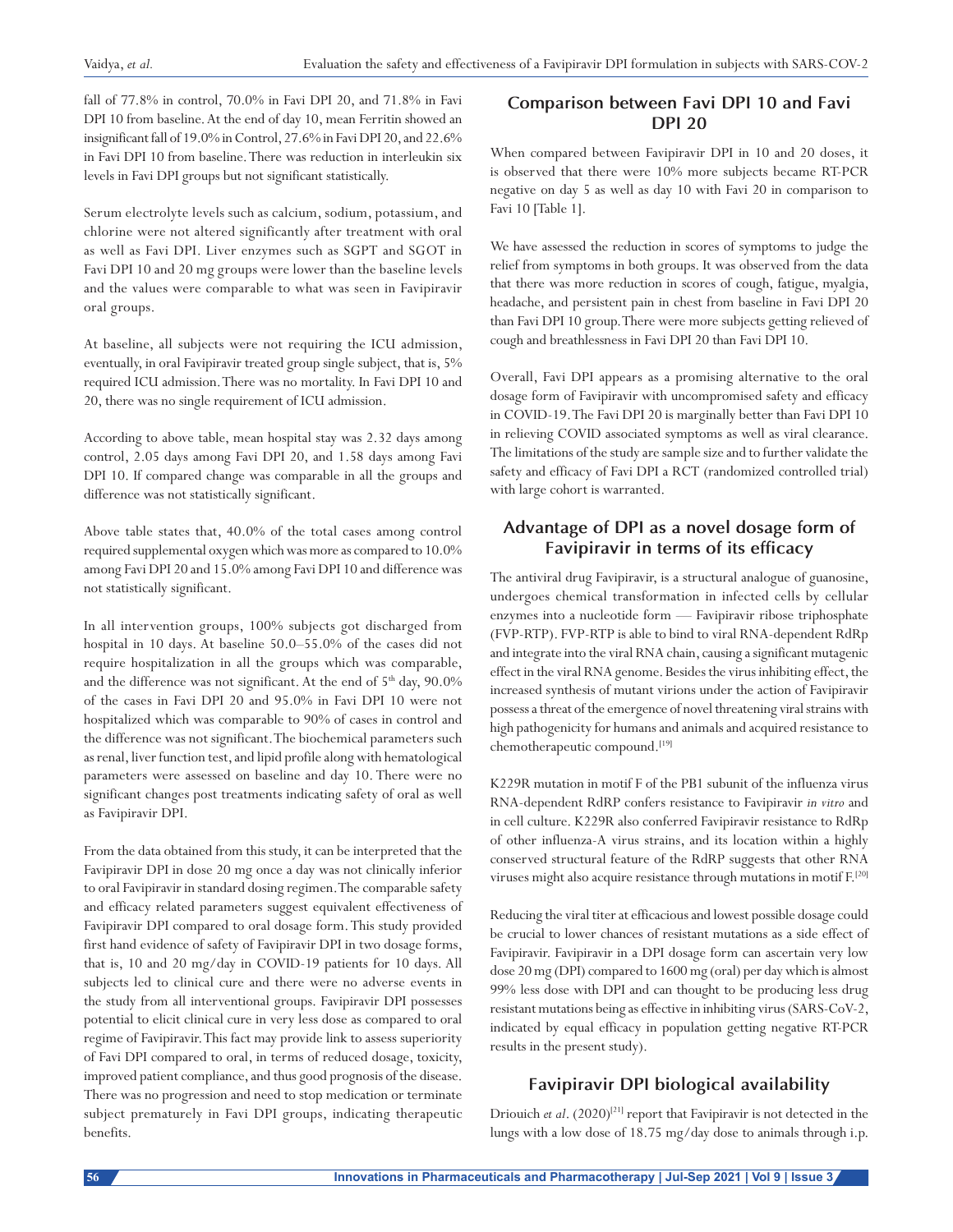fall of 77.8% in control, 70.0% in Favi DPI 20, and 71.8% in Favi DPI 10 from baseline. At the end of day 10, mean Ferritin showed an insignificant fall of 19.0% in Control, 27.6% in Favi DPI 20, and 22.6% in Favi DPI 10 from baseline. There was reduction in interleukin six levels in Favi DPI groups but not significant statistically.

Serum electrolyte levels such as calcium, sodium, potassium, and chlorine were not altered significantly after treatment with oral as well as Favi DPI. Liver enzymes such as SGPT and SGOT in Favi DPI 10 and 20 mg groups were lower than the baseline levels and the values were comparable to what was seen in Favipiravir oral groups.

At baseline, all subjects were not requiring the ICU admission, eventually, in oral Favipiravir treated group single subject, that is, 5% required ICU admission. There was no mortality. In Favi DPI 10 and 20, there was no single requirement of ICU admission.

According to above table, mean hospital stay was 2.32 days among control, 2.05 days among Favi DPI 20, and 1.58 days among Favi DPI 10. If compared change was comparable in all the groups and difference was not statistically significant.

Above table states that, 40.0% of the total cases among control required supplemental oxygen which was more as compared to 10.0% among Favi DPI 20 and 15.0% among Favi DPI 10 and difference was not statistically significant.

In all intervention groups, 100% subjects got discharged from hospital in 10 days. At baseline 50.0–55.0% of the cases did not require hospitalization in all the groups which was comparable, and the difference was not significant. At the end of 5$^{th}$ day, 90.0% of the cases in Favi DPI 20 and 95.0% in Favi DPI 10 were not hospitalized which was comparable to 90% of cases in control and the difference was not significant. The biochemical parameters such as renal, liver function test, and lipid profile along with hematological parameters were assessed on baseline and day 10. There were no significant changes post treatments indicating safety of oral as well as Favipiravir DPI.

From the data obtained from this study, it can be interpreted that the Favipiravir DPI in dose 20 mg once a day was not clinically inferior to oral Favipiravir in standard dosing regimen. The comparable safety and efficacy related parameters suggest equivalent effectiveness of Favipiravir DPI compared to oral dosage form. This study provided first hand evidence of safety of Favipiravir DPI in two dosage forms, that is, 10 and 20 mg/day in COVID-19 patients for 10 days. All subjects led to clinical cure and there were no adverse events in the study from all interventional groups. Favipiravir DPI possesses potential to elicit clinical cure in very less dose as compared to oral regime of Favipiravir. This fact may provide link to assess superiority of Favi DPI compared to oral, in terms of reduced dosage, toxicity, improved patient compliance, and thus good prognosis of the disease. There was no progression and need to stop medication or terminate subject prematurely in Favi DPI groups, indicating therapeutic benefits.

## Comparison between Favi DPI 10 and Favi DPI 20

When compared between Favipiravir DPI in 10 and 20 doses, it is observed that there were 10% more subjects became RT-PCR negative on day 5 as well as day 10 with Favi 20 in comparison to Favi 10 [Table 1].

We have assessed the reduction in scores of symptoms to judge the relief from symptoms in both groups. It was observed from the data that there was more reduction in scores of cough, fatigue, myalgia, headache, and persistent pain in chest from baseline in Favi DPI 20 than Favi DPI 10 group. There were more subjects getting relieved of cough and breathlessness in Favi DPI 20 than Favi DPI 10.

Overall, Favi DPI appears as a promising alternative to the oral dosage form of Favipiravir with uncompromised safety and efficacy in COVID-19. The Favi DPI 20 is marginally better than Favi DPI 10 in relieving COVID associated symptoms as well as viral clearance. The limitations of the study are sample size and to further validate the safety and efficacy of Favi DPI a RCT (randomized controlled trial) with large cohort is warranted.

## Advantage of DPI as a novel dosage form of Favipiravir in terms of its efficacy

The antiviral drug Favipiravir, is a structural analogue of guanosine, undergoes chemical transformation in infected cells by cellular enzymes into a nucleotide form — Favipiravir ribose triphosphate (FVP-RTP). FVP-RTP is able to bind to viral RNA-dependent RdRp and integrate into the viral RNA chain, causing a significant mutagenic effect in the viral RNA genome. Besides the virus inhibiting effect, the increased synthesis of mutant virions under the action of Favipiravir possess a threat of the emergence of novel threatening viral strains with high pathogenicity for humans and animals and acquired resistance to chemotherapeutic compound.[19]

K229R mutation in motif F of the PB1 subunit of the influenza virus RNA-dependent RdRP confers resistance to Favipiravir *in vitro* and in cell culture. K229R also conferred Favipiravir resistance to RdRp of other influenza-A virus strains, and its location within a highly conserved structural feature of the RdRP suggests that other RNA viruses might also acquire resistance through mutations in motif F.[20]

Reducing the viral titer at efficacious and lowest possible dosage could be crucial to lower chances of resistant mutations as a side effect of Favipiravir. Favipiravir in a DPI dosage form can ascertain very low dose 20 mg (DPI) compared to 1600 mg (oral) per day which is almost 99% less dose with DPI and can thought to be producing less drug resistant mutations being as effective in inhibiting virus (SARS-CoV-2, indicated by equal efficacy in population getting negative RT-PCR results in the present study).

## Favipiravir DPI biological availability

Driouich *et al*. (2020)[21] report that Favipiravir is not detected in the lungs with a low dose of 18.75 mg/day dose to animals through i.p.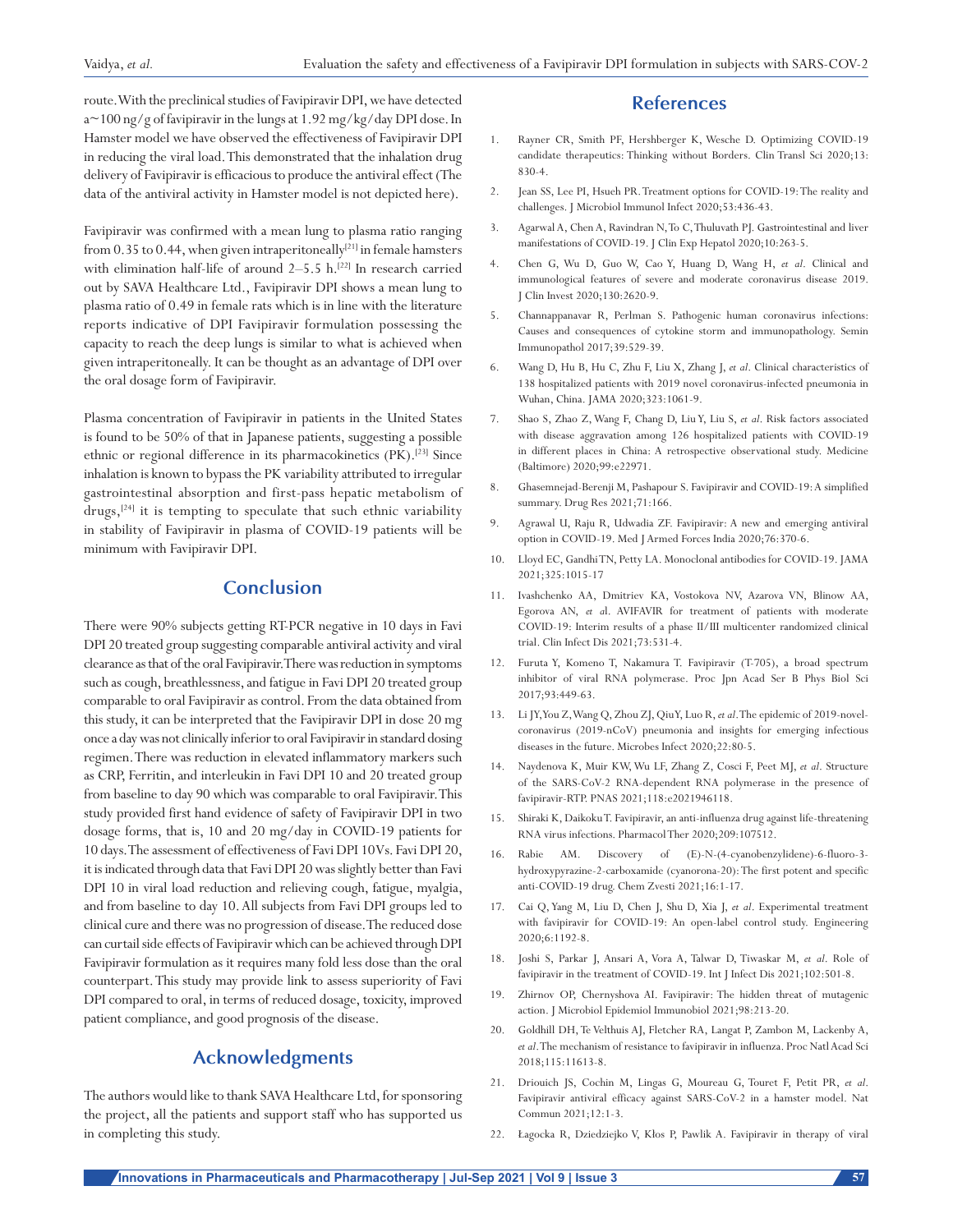route. With the preclinical studies of Favipiravir DPI, we have detected a~100 ng/g of favipiravir in the lungs at 1.92 mg/kg/day DPI dose. In Hamster model we have observed the effectiveness of Favipiravir DPI in reducing the viral load. This demonstrated that the inhalation drug delivery of Favipiravir is efficacious to produce the antiviral effect (The data of the antiviral activity in Hamster model is not depicted here).

Favipiravir was confirmed with a mean lung to plasma ratio ranging from 0.35 to 0.44, when given intraperitoneally[21] in female hamsters with elimination half-life of around 2–5.5 h.[22] In research carried out by SAVA Healthcare Ltd., Favipiravir DPI shows a mean lung to plasma ratio of 0.49 in female rats which is in line with the literature reports indicative of DPI Favipiravir formulation possessing the capacity to reach the deep lungs is similar to what is achieved when given intraperitoneally. It can be thought as an advantage of DPI over the oral dosage form of Favipiravir.

Plasma concentration of Favipiravir in patients in the United States is found to be 50% of that in Japanese patients, suggesting a possible ethnic or regional difference in its pharmacokinetics (PK).[23] Since inhalation is known to bypass the PK variability attributed to irregular gastrointestinal absorption and first-pass hepatic metabolism of drugs,[24] it is tempting to speculate that such ethnic variability in stability of Favipiravir in plasma of COVID-19 patients will be minimum with Favipiravir DPI.

## Conclusion

There were 90% subjects getting RT-PCR negative in 10 days in Favi DPI 20 treated group suggesting comparable antiviral activity and viral clearance as that of the oral Favipiravir. There was reduction in symptoms such as cough, breathlessness, and fatigue in Favi DPI 20 treated group comparable to oral Favipiravir as control. From the data obtained from this study, it can be interpreted that the Favipiravir DPI in dose 20 mg once a day was not clinically inferior to oral Favipiravir in standard dosing regimen. There was reduction in elevated inflammatory markers such as CRP, Ferritin, and interleukin in Favi DPI 10 and 20 treated group from baseline to day 90 which was comparable to oral Favipiravir. This study provided first hand evidence of safety of Favipiravir DPI in two dosage forms, that is, 10 and 20 mg/day in COVID-19 patients for 10 days. The assessment of effectiveness of Favi DPI 10 Vs. Favi DPI 20, it is indicated through data that Favi DPI 20 was slightly better than Favi DPI 10 in viral load reduction and relieving cough, fatigue, myalgia, and from baseline to day 10. All subjects from Favi DPI groups led to clinical cure and there was no progression of disease. The reduced dose can curtail side effects of Favipiravir which can be achieved through DPI Favipiravir formulation as it requires many fold less dose than the oral counterpart. This study may provide link to assess superiority of Favi DPI compared to oral, in terms of reduced dosage, toxicity, improved patient compliance, and good prognosis of the disease.

## Acknowledgments

The authors would like to thank SAVA Healthcare Ltd, for sponsoring the project, all the patients and support staff who has supported us in completing this study.

## References

1. Rayner CR, Smith PF, Hershberger K, Wesche D. Optimizing COVID-19 candidate therapeutics: Thinking without Borders. Clin Transl Sci 2020;13: 830-4.
2. Jean SS, Lee PI, Hsueh PR. Treatment options for COVID-19: The reality and challenges. J Microbiol Immunol Infect 2020;53:436-43.
3. Agarwal A, Chen A, Ravindran N, To C, Thuluvath PJ. Gastrointestinal and liver manifestations of COVID-19. J Clin Exp Hepatol 2020;10:263-5.
4. Chen G, Wu D, Guo W, Cao Y, Huang D, Wang H, *et al*. Clinical and immunological features of severe and moderate coronavirus disease 2019. J Clin Invest 2020;130:2620-9.
5. Channappanavar R, Perlman S. Pathogenic human coronavirus infections: Causes and consequences of cytokine storm and immunopathology. Semin Immunopathol 2017;39:529-39.
6. Wang D, Hu B, Hu C, Zhu F, Liu X, Zhang J, *et al*. Clinical characteristics of 138 hospitalized patients with 2019 novel coronavirus-infected pneumonia in Wuhan, China. JAMA 2020;323:1061-9.
7. Shao S, Zhao Z, Wang F, Chang D, Liu Y, Liu S, *et al*. Risk factors associated with disease aggravation among 126 hospitalized patients with COVID-19 in different places in China: A retrospective observational study. Medicine (Baltimore) 2020;99:e22971.
8. Ghasemnejad-Berenji M, Pashapour S. Favipiravir and COVID-19: A simplified summary. Drug Res 2021;71:166.
9. Agrawal U, Raju R, Udwadia ZF. Favipiravir: A new and emerging antiviral option in COVID-19. Med J Armed Forces India 2020;76:370-6.
10. Lloyd EC, Gandhi TN, Petty LA. Monoclonal antibodies for COVID-19. JAMA 2021;325:1015-17
11. Ivashchenko AA, Dmitriev KA, Vostokova NV, Azarova VN, Blinow AA, Egorova AN, *et a*l. AVIFAVIR for treatment of patients with moderate COVID-19: Interim results of a phase II/III multicenter randomized clinical trial. Clin Infect Dis 2021;73:531-4.
12. Furuta Y, Komeno T, Nakamura T. Favipiravir (T-705), a broad spectrum inhibitor of viral RNA polymerase. Proc Jpn Acad Ser B Phys Biol Sci 2017;93:449-63.
13. Li JY, You Z, Wang Q, Zhou ZJ, Qiu Y, Luo R, *et al*. The epidemic of 2019-novel-coronavirus (2019-nCoV) pneumonia and insights for emerging infectious diseases in the future. Microbes Infect 2020;22:80-5.
14. Naydenova K, Muir KW, Wu LF, Zhang Z, Cosci F, Peet MJ, *et al*. Structure of the SARS-CoV-2 RNA-dependent RNA polymerase in the presence of favipiravir-RTP. PNAS 2021;118:e2021946118.
15. Shiraki K, Daikoku T. Favipiravir, an anti-influenza drug against life-threatening RNA virus infections. Pharmacol Ther 2020;209:107512.
16. Rabie AM. Discovery of (E)-N-(4-cyanobenzylidene)-6-fluoro-3-hydroxypyrazine-2-carboxamide (cyanorona-20): The first potent and specific anti-COVID-19 drug. Chem Zvesti 2021;16:1-17.
17. Cai Q, Yang M, Liu D, Chen J, Shu D, Xia J, *et al*. Experimental treatment with favipiravir for COVID-19: An open-label control study. Engineering 2020;6:1192-8.
18. Joshi S, Parkar J, Ansari A, Vora A, Talwar D, Tiwaskar M, *et al*. Role of favipiravir in the treatment of COVID-19. Int J Infect Dis 2021;102:501-8.
19. Zhirnov OP, Chernyshova AI. Favipiravir: The hidden threat of mutagenic action. J Microbiol Epidemiol Immunobiol 2021;98:213-20.
20. Goldhill DH, Te Velthuis AJ, Fletcher RA, Langat P, Zambon M, Lackenby A, *et al*. The mechanism of resistance to favipiravir in influenza. Proc Natl Acad Sci 2018;115:11613-8.
21. Driouich JS, Cochin M, Lingas G, Moureau G, Touret F, Petit PR, *et al*. Favipiravir antiviral efficacy against SARS-CoV-2 in a hamster model. Nat Commun 2021;12:1-3.
22. Łagocka R, Dziedziejko V, Kłos P, Pawlik A. Favipiravir in therapy of viral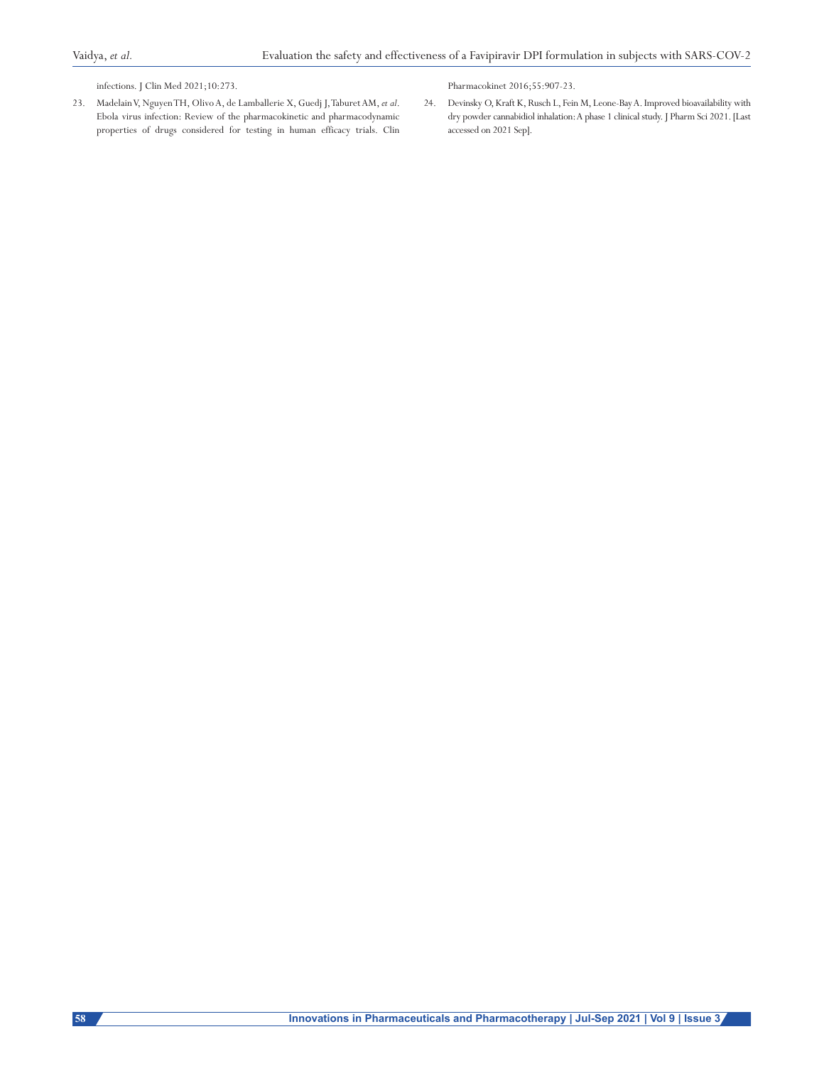infections. J Clin Med 2021;10:273.

23. Madelain V, Nguyen TH, Olivo A, de Lamballerie X, Guedj J, Taburet AM, *et al*. Ebola virus infection: Review of the pharmacokinetic and pharmacodynamic properties of drugs considered for testing in human efficacy trials. Clin Pharmacokinet 2016;55:907-23.

24. Devinsky O, Kraft K, Rusch L, Fein M, Leone-Bay A. Improved bioavailability with dry powder cannabidiol inhalation: A phase 1 clinical study. J Pharm Sci 2021. [Last accessed on 2021 Sep].